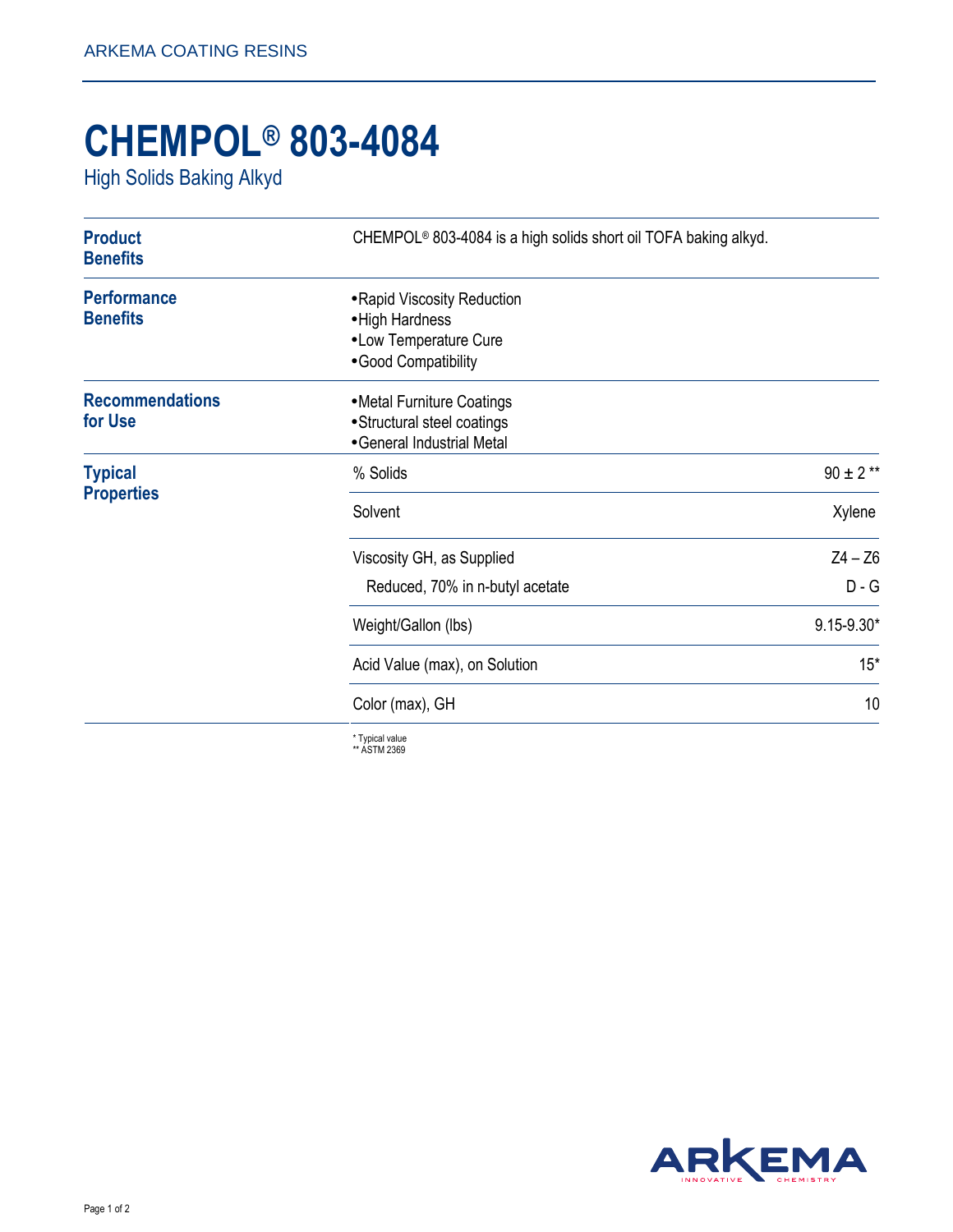ARKEMA COATING RESINS

# CHEMPOL® 803-4084

High Solids Baking Alkyd

## Product Benefits

CHEMPOL® 803-4084 is a high solids short oil TOFA baking alkyd.

## Performance Benefits

- Rapid Viscosity Reduction
- High Hardness
- Low Temperature Cure
- Good Compatibility

## Recommendations for Use

- Metal Furniture Coatings
- Structural steel coatings
- General Industrial Metal

## Typical Properties

| Property | Value |
|---|---|
| % Solids | 90 ± 2 ** |
| Solvent | Xylene |
| Viscosity GH, as Supplied | Z4 – Z6 |
| Reduced, 70% in n-butyl acetate | D - G |
| Weight/Gallon (lbs) | 9.15-9.30* |
| Acid Value (max), on Solution | 15* |
| Color (max), GH | 10 |

\* Typical value
\** ASTM 2369

ARKEMA INNOVATIVE CHEMISTRY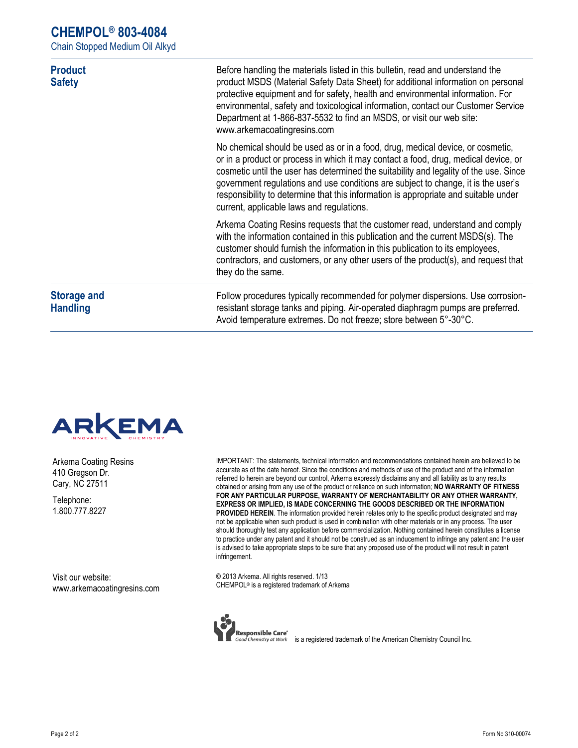# CHEMPOL® 803-4084

Chain Stopped Medium Oil Alkyd

## Product Safety

Before handling the materials listed in this bulletin, read and understand the product MSDS (Material Safety Data Sheet) for additional information on personal protective equipment and for safety, health and environmental information. For environmental, safety and toxicological information, contact our Customer Service Department at 1-866-837-5532 to find an MSDS, or visit our web site: www.arkemacoatingresins.com

No chemical should be used as or in a food, drug, medical device, or cosmetic, or in a product or process in which it may contact a food, drug, medical device, or cosmetic until the user has determined the suitability and legality of the use. Since government regulations and use conditions are subject to change, it is the user's responsibility to determine that this information is appropriate and suitable under current, applicable laws and regulations.

Arkema Coating Resins requests that the customer read, understand and comply with the information contained in this publication and the current MSDS(s). The customer should furnish the information in this publication to its employees, contractors, and customers, or any other users of the product(s), and request that they do the same.

## Storage and Handling

Follow procedures typically recommended for polymer dispersions. Use corrosion-resistant storage tanks and piping. Air-operated diaphragm pumps are preferred. Avoid temperature extremes. Do not freeze; store between 5°-30°C.

ARKEMA
INNOVATIVE CHEMISTRY

Arkema Coating Resins
410 Gregson Dr.
Cary, NC 27511

Telephone:
1.800.777.8227

Visit our website:
www.arkemacoatingresins.com

IMPORTANT: The statements, technical information and recommendations contained herein are believed to be accurate as of the date hereof. Since the conditions and methods of use of the product and of the information referred to herein are beyond our control, Arkema expressly disclaims any and all liability as to any results obtained or arising from any use of the product or reliance on such information; **NO WARRANTY OF FITNESS FOR ANY PARTICULAR PURPOSE, WARRANTY OF MERCHANTABILITY OR ANY OTHER WARRANTY, EXPRESS OR IMPLIED, IS MADE CONCERNING THE GOODS DESCRIBED OR THE INFORMATION PROVIDED HEREIN**. The information provided herein relates only to the specific product designated and may not be applicable when such product is used in combination with other materials or in any process. The user should thoroughly test any application before commercialization. Nothing contained herein constitutes a license to practice under any patent and it should not be construed as an inducement to infringe any patent and the user is advised to take appropriate steps to be sure that any proposed use of the product will not result in patent infringement.

© 2013 Arkema. All rights reserved. 1/13
CHEMPOL® is a registered trademark of Arkema

Responsible Care® *Good Chemistry at Work* is a registered trademark of the American Chemistry Council Inc.

Form No 310-00074